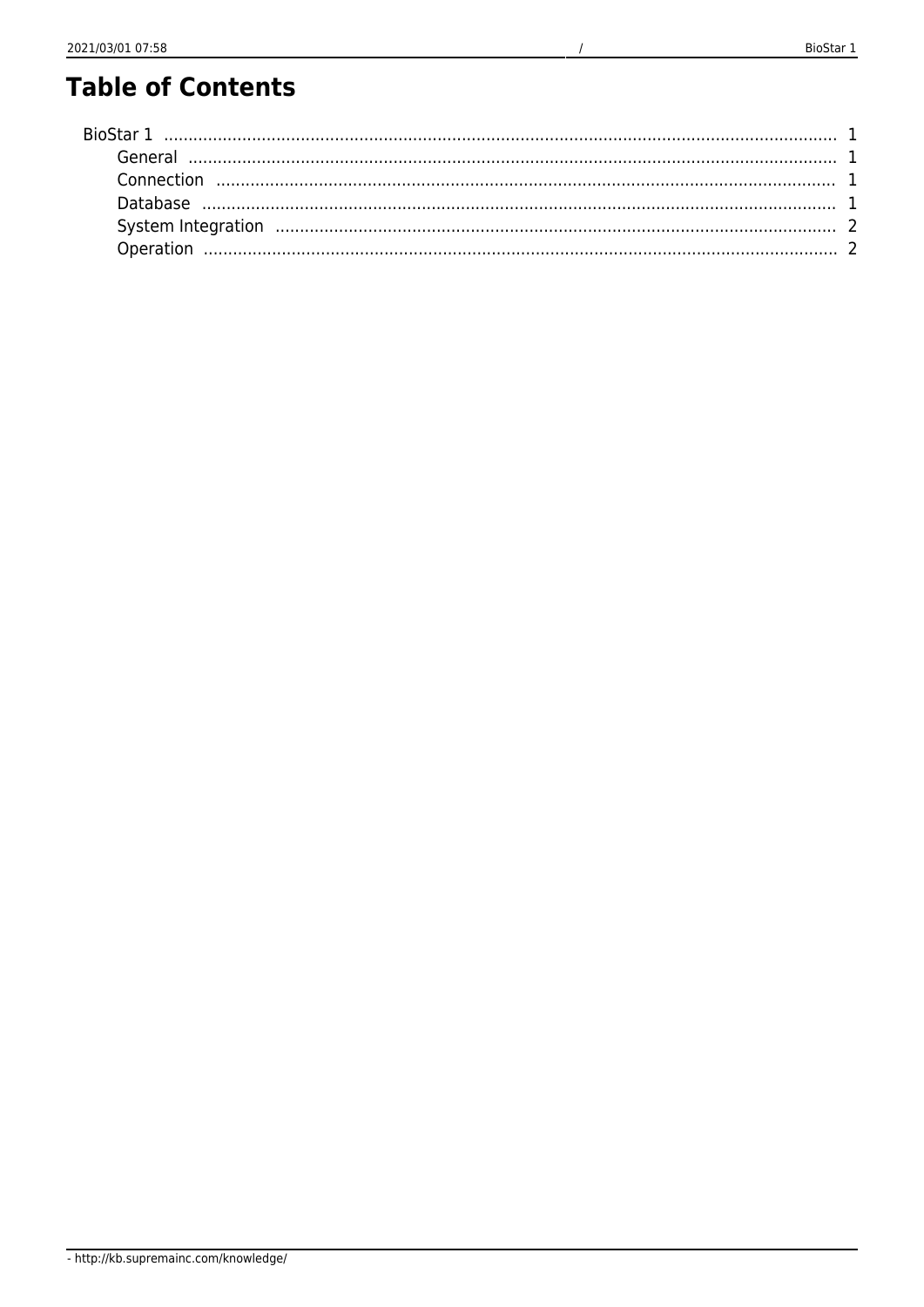# Table of Contents

- BioStar 1 ........ 1
  - General ........ 1
  - Connection ........ 1
  - Database ........ 1
  - System Integration ........ 2
  - Operation ........ 2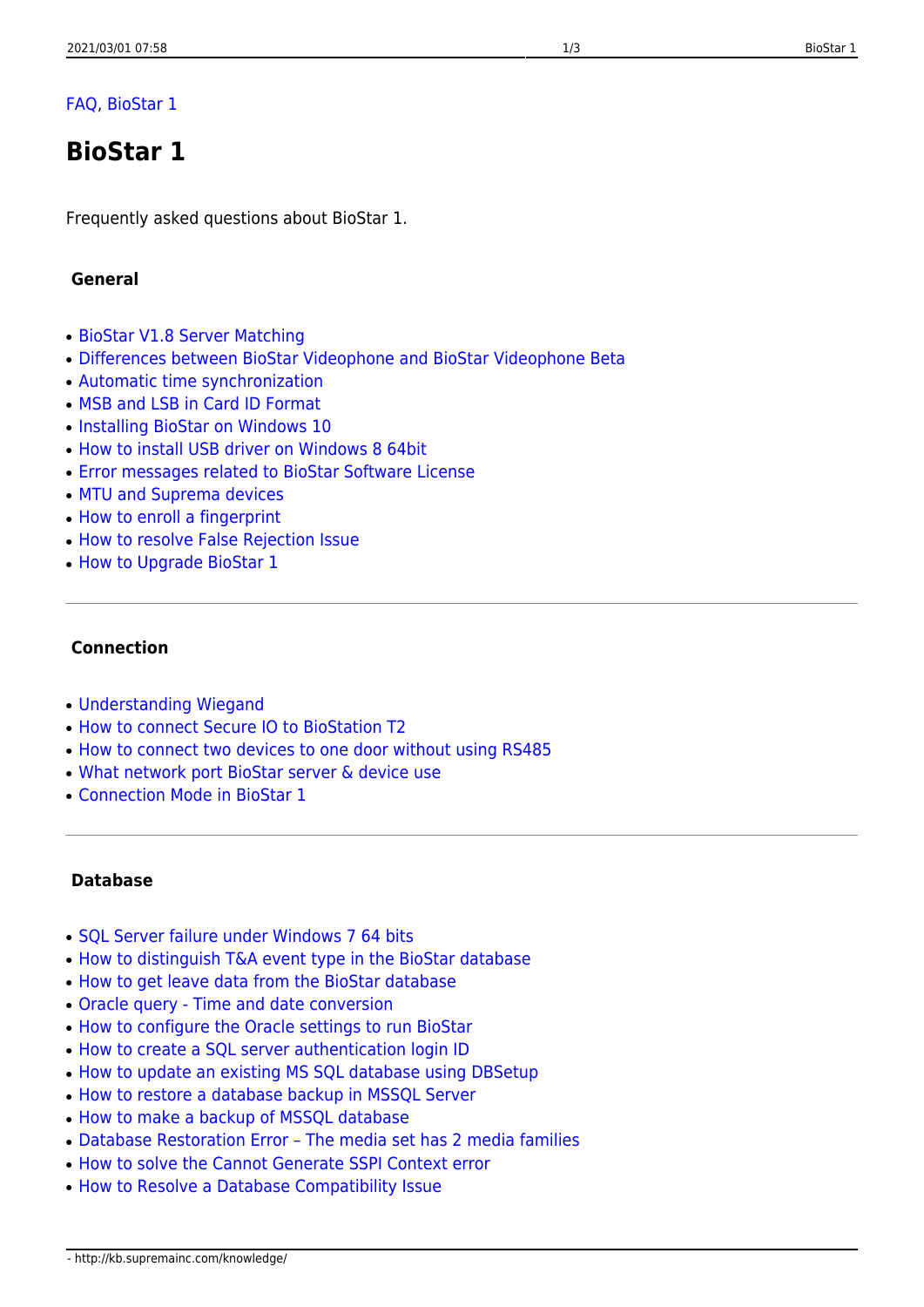FAQ, BioStar 1

# BioStar 1

Frequently asked questions about BioStar 1.

### General

- BioStar V1.8 Server Matching
- Differences between BioStar Videophone and BioStar Videophone Beta
- Automatic time synchronization
- MSB and LSB in Card ID Format
- Installing BioStar on Windows 10
- How to install USB driver on Windows 8 64bit
- Error messages related to BioStar Software License
- MTU and Suprema devices
- How to enroll a fingerprint
- How to resolve False Rejection Issue
- How to Upgrade BioStar 1

---

### Connection

- Understanding Wiegand
- How to connect Secure IO to BioStation T2
- How to connect two devices to one door without using RS485
- What network port BioStar server & device use
- Connection Mode in BioStar 1

---

### Database

- SQL Server failure under Windows 7 64 bits
- How to distinguish T&A event type in the BioStar database
- How to get leave data from the BioStar database
- Oracle query - Time and date conversion
- How to configure the Oracle settings to run BioStar
- How to create a SQL server authentication login ID
- How to update an existing MS SQL database using DBSetup
- How to restore a database backup in MSSQL Server
- How to make a backup of MSSQL database
- Database Restoration Error – The media set has 2 media families
- How to solve the Cannot Generate SSPI Context error
- How to Resolve a Database Compatibility Issue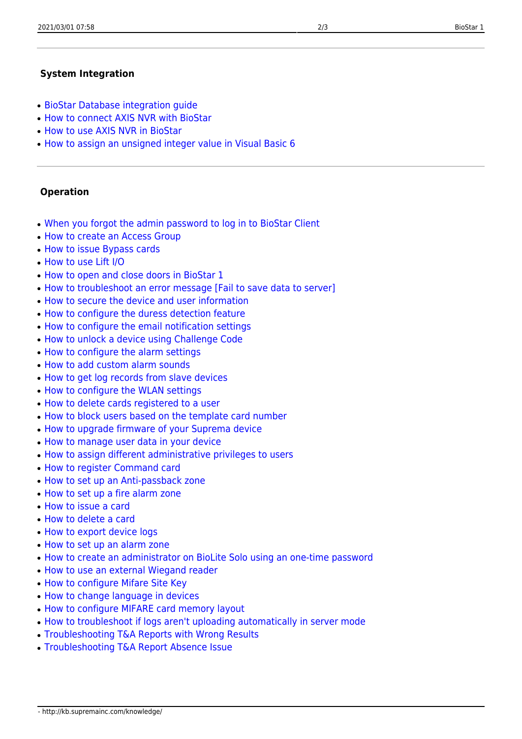### System Integration

- BioStar Database integration guide
- How to connect AXIS NVR with BioStar
- How to use AXIS NVR in BioStar
- How to assign an unsigned integer value in Visual Basic 6

---

### Operation

- When you forgot the admin password to log in to BioStar Client
- How to create an Access Group
- How to issue Bypass cards
- How to use Lift I/O
- How to open and close doors in BioStar 1
- How to troubleshoot an error message [Fail to save data to server]
- How to secure the device and user information
- How to configure the duress detection feature
- How to configure the email notification settings
- How to unlock a device using Challenge Code
- How to configure the alarm settings
- How to add custom alarm sounds
- How to get log records from slave devices
- How to configure the WLAN settings
- How to delete cards registered to a user
- How to block users based on the template card number
- How to upgrade firmware of your Suprema device
- How to manage user data in your device
- How to assign different administrative privileges to users
- How to register Command card
- How to set up an Anti-passback zone
- How to set up a fire alarm zone
- How to issue a card
- How to delete a card
- How to export device logs
- How to set up an alarm zone
- How to create an administrator on BioLite Solo using an one-time password
- How to use an external Wiegand reader
- How to configure Mifare Site Key
- How to change language in devices
- How to configure MIFARE card memory layout
- How to troubleshoot if logs aren't uploading automatically in server mode
- Troubleshooting T&A Reports with Wrong Results
- Troubleshooting T&A Report Absence Issue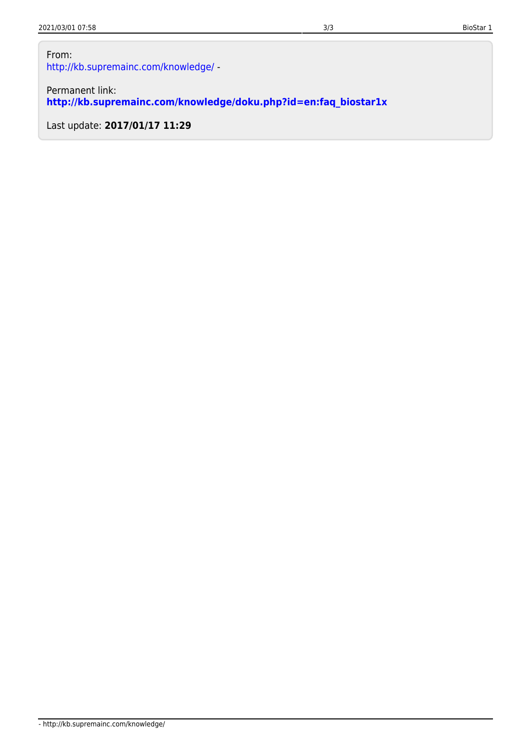From:
http://kb.supremainc.com/knowledge/ -

Permanent link:
**http://kb.supremainc.com/knowledge/doku.php?id=en:faq_biostar1x**

Last update: **2017/01/17 11:29**